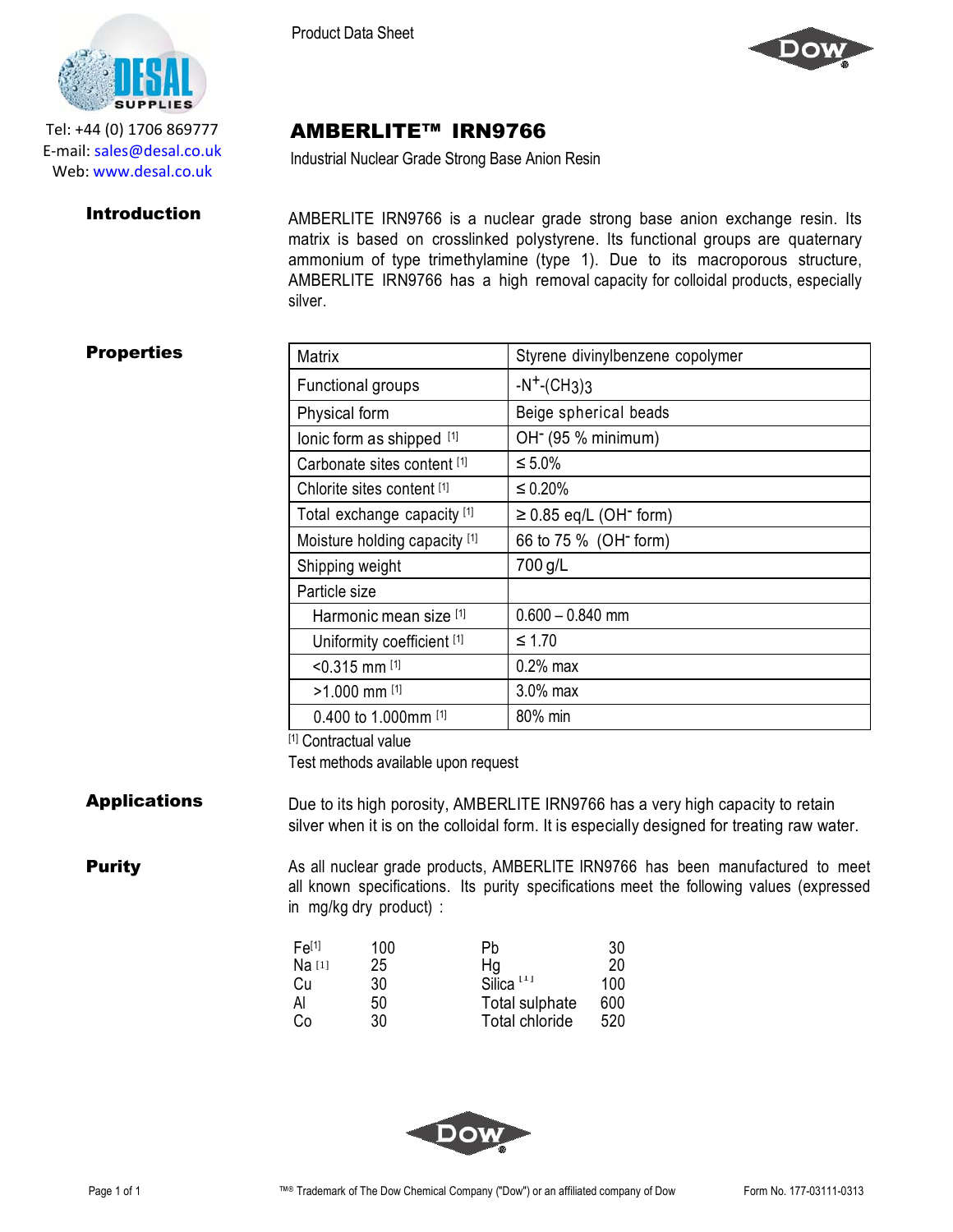Tel: +44 (0) 1706 869777
E-mail: sales@desal.co.uk
Web: www.desal.co.uk

Product Data Sheet

# AMBERLITE™ IRN9766

Industrial Nuclear Grade Strong Base Anion Resin

## Introduction

AMBERLITE IRN9766 is a nuclear grade strong base anion exchange resin. Its matrix is based on crosslinked polystyrene. Its functional groups are quaternary ammonium of type trimethylamine (type 1). Due to its macroporous structure, AMBERLITE IRN9766 has a high removal capacity for colloidal products, especially silver.

## Properties

| | |
|---|---|
| Matrix | Styrene divinylbenzene copolymer |
| Functional groups | $-N^{+}-(CH_3)_3$ |
| Physical form | Beige spherical beads |
| Ionic form as shipped [1] | $OH^-$ (95 % minimum) |
| Carbonate sites content [1] | ≤ 5.0% |
| Chlorite sites content [1] | ≤ 0.20% |
| Total exchange capacity [1] | ≥ 0.85 eq/L ($OH^-$ form) |
| Moisture holding capacity [1] | 66 to 75 % ($OH^-$ form) |
| Shipping weight | 700 g/L |
| Particle size | |
| Harmonic mean size [1] | 0.600 – 0.840 mm |
| Uniformity coefficient [1] | ≤ 1.70 |
| <0.315 mm [1] | 0.2% max |
| >1.000 mm [1] | 3.0% max |
| 0.400 to 1.000mm [1] | 80% min |

[1] Contractual value

Test methods available upon request

## Applications

Due to its high porosity, AMBERLITE IRN9766 has a very high capacity to retain silver when it is on the colloidal form. It is especially designed for treating raw water.

## Purity

As all nuclear grade products, AMBERLITE IRN9766 has been manufactured to meet all known specifications. Its purity specifications meet the following values (expressed in mg/kg dry product) :

| | | | |
|---|---|---|---|
| Fe[1] | 100 | Pb | 30 |
| Na [1] | 25 | Hg | 20 |
| Cu | 30 | Silica [1] | 100 |
| Al | 50 | Total sulphate | 600 |
| Co | 30 | Total chloride | 520 |

™® Trademark of The Dow Chemical Company ("Dow") or an affiliated company of Dow

Form No. 177-03111-0313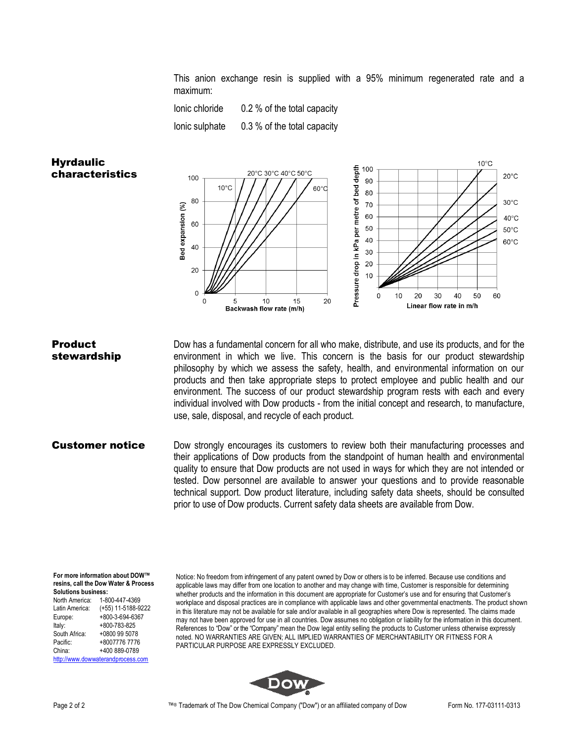This anion exchange resin is supplied with a 95% minimum regenerated rate and a maximum:

| | |
|---|---|
| Ionic chloride | 0.2 % of the total capacity |
| Ionic sulphate | 0.3 % of the total capacity |

## Hyrdaulic characteristics

20°C 30°C 40°C 50°C
10°C
60°C
Bed expansion (%)
100
80
60
40
20
0
0 5 10 15 20
Backwash flow rate (m/h)

Pressure drop in kPa per metre of bed depth
100
90
80
70
60
50
40
30
20
10
0 10 20 30 40 50 60
Linear flow rate in m/h
10°C
20°C
30°C
40°C
50°C
60°C

## Product stewardship

Dow has a fundamental concern for all who make, distribute, and use its products, and for the environment in which we live. This concern is the basis for our product stewardship philosophy by which we assess the safety, health, and environmental information on our products and then take appropriate steps to protect employee and public health and our environment. The success of our product stewardship program rests with each and every individual involved with Dow products - from the initial concept and research, to manufacture, use, sale, disposal, and recycle of each product.

## Customer notice

Dow strongly encourages its customers to review both their manufacturing processes and their applications of Dow products from the standpoint of human health and environmental quality to ensure that Dow products are not used in ways for which they are not intended or tested. Dow personnel are available to answer your questions and to provide reasonable technical support. Dow product literature, including safety data sheets, should be consulted prior to use of Dow products. Current safety data sheets are available from Dow.

**For more information about DOW™ resins, call the Dow Water & Process Solutions business:**

| | |
|---|---|
| North America: | 1-800-447-4369 |
| Latin America: | (+55) 11-5188-9222 |
| Europe: | +800-3-694-6367 |
| Italy: | +800-783-825 |
| South Africa: | +0800 99 5078 |
| Pacific: | +8007776 7776 |
| China: | +400 889-0789 |

http://www.dowwaterandprocess.com

Notice: No freedom from infringement of any patent owned by Dow or others is to be inferred. Because use conditions and applicable laws may differ from one location to another and may change with time, Customer is responsible for determining whether products and the information in this document are appropriate for Customer's use and for ensuring that Customer's workplace and disposal practices are in compliance with applicable laws and other governmental enactments. The product shown in this literature may not be available for sale and/or available in all geographies where Dow is represented. The claims made may not have been approved for use in all countries. Dow assumes no obligation or liability for the information in this document. References to "Dow" or the "Company" mean the Dow legal entity selling the products to Customer unless otherwise expressly noted. NO WARRANTIES ARE GIVEN; ALL IMPLIED WARRANTIES OF MERCHANTABILITY OR FITNESS FOR A PARTICULAR PURPOSE ARE EXPRESSLY EXCLUDED.

™® Trademark of The Dow Chemical Company ("Dow") or an affiliated company of Dow

Form No. 177-03111-0313